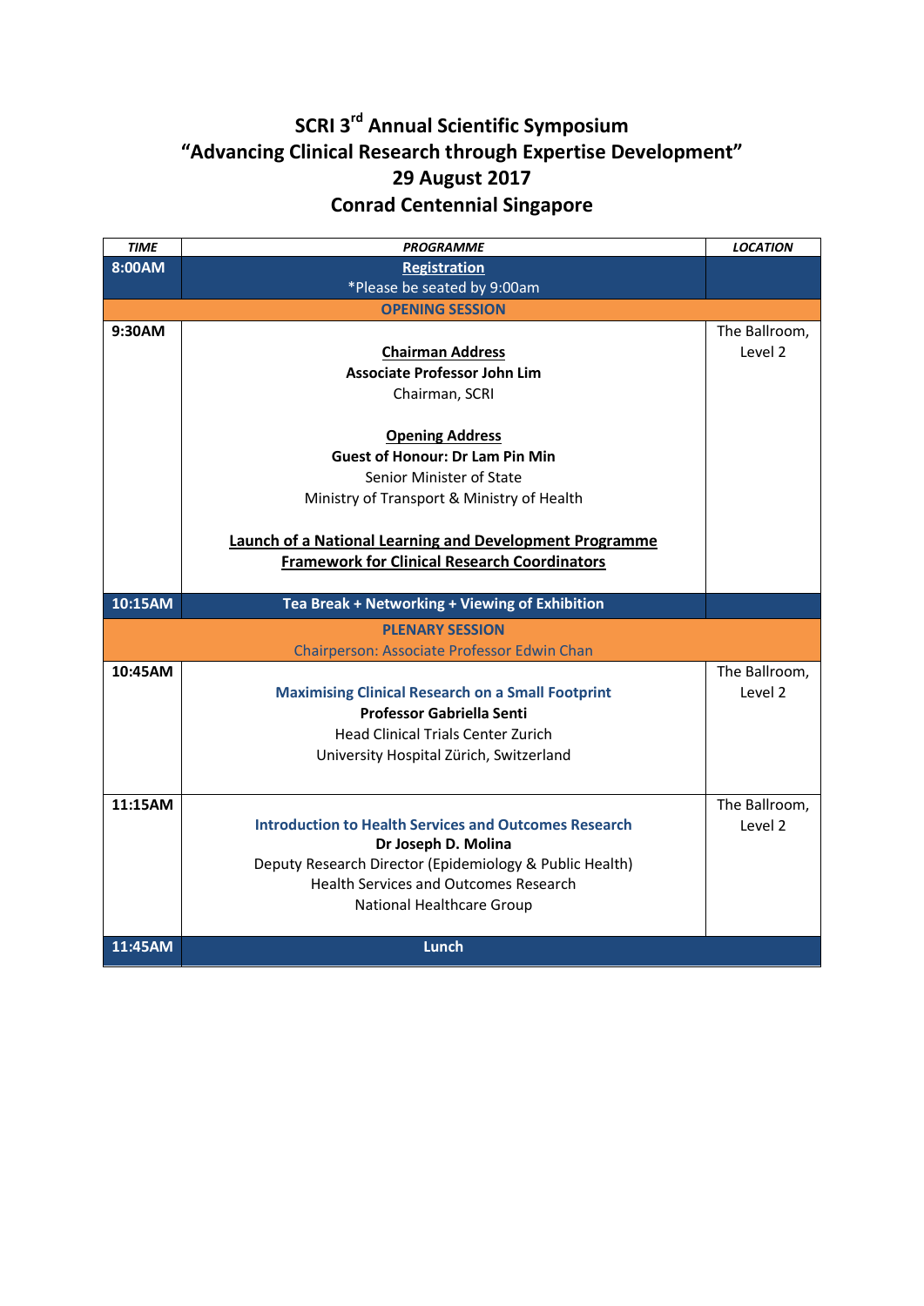# SCRI 3rd Annual Scientific Symposium
# "Advancing Clinical Research through Expertise Development"
# 29 August 2017
# Conrad Centennial Singapore

| *TIME* | *PROGRAMME* | *LOCATION* |
|---|---|---|
| **8:00AM** | **Registration**<br>*Please be seated by 9:00am | |
| | **OPENING SESSION** | |
| **9:30AM** | **Chairman Address**<br>**Associate Professor John Lim**<br>Chairman, SCRI<br><br>**Opening Address**<br>**Guest of Honour: Dr Lam Pin Min**<br>Senior Minister of State<br>Ministry of Transport & Ministry of Health<br><br>**Launch of a National Learning and Development Programme Framework for Clinical Research Coordinators** | The Ballroom, Level 2 |
| **10:15AM** | **Tea Break + Networking + Viewing of Exhibition** | |
| | **PLENARY SESSION**<br>Chairperson: Associate Professor Edwin Chan | |
| **10:45AM** | **Maximising Clinical Research on a Small Footprint**<br>**Professor Gabriella Senti**<br>Head Clinical Trials Center Zurich<br>University Hospital Zürich, Switzerland | The Ballroom, Level 2 |
| **11:15AM** | **Introduction to Health Services and Outcomes Research**<br>**Dr Joseph D. Molina**<br>Deputy Research Director (Epidemiology & Public Health)<br>Health Services and Outcomes Research<br>National Healthcare Group | The Ballroom, Level 2 |
| **11:45AM** | **Lunch** | |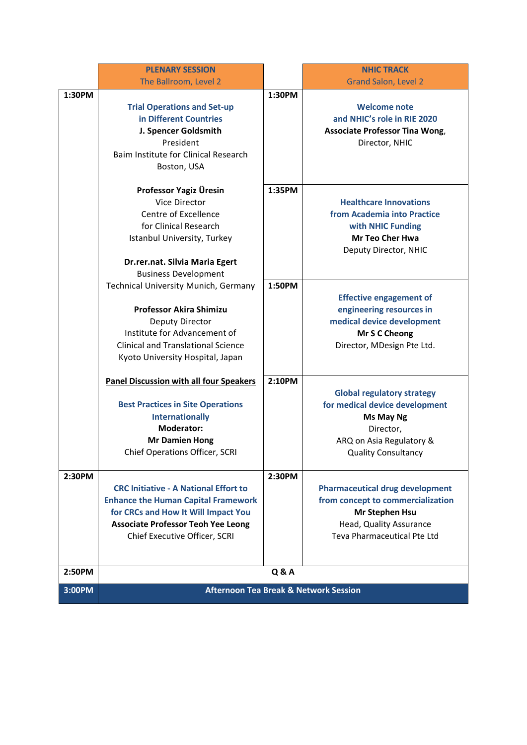| | PLENARY SESSION<br>The Ballroom, Level 2 | | NHIC TRACK<br>Grand Salon, Level 2 |
|---|---|---|---|
| 1:30PM | **Trial Operations and Set-up in Different Countries**<br>**J. Spencer Goldsmith**<br>President<br>Baim Institute for Clinical Research<br>Boston, USA<br><br>**Professor Yagiz Üresin**<br>Vice Director<br>Centre of Excellence for Clinical Research<br>Istanbul University, Turkey<br><br>**Dr.rer.nat. Silvia Maria Egert**<br>Business Development<br>Technical University Munich, Germany<br><br>**Professor Akira Shimizu**<br>Deputy Director<br>Institute for Advancement of Clinical and Translational Science<br>Kyoto University Hospital, Japan<br><br>**Panel Discussion with all four Speakers**<br><br>**Best Practices in Site Operations Internationally**<br>**Moderator:**<br>**Mr Damien Hong**<br>Chief Operations Officer, SCRI | 1:30PM | **Welcome note and NHIC's role in RIE 2020**<br>**Associate Professor Tina Wong**,<br>Director, NHIC |
| | | 1:35PM | **Healthcare Innovations from Academia into Practice with NHIC Funding**<br>**Mr Teo Cher Hwa**<br>Deputy Director, NHIC |
| | | 1:50PM | **Effective engagement of engineering resources in medical device development**<br>**Mr S C Cheong**<br>Director, MDesign Pte Ltd. |
| | | 2:10PM | **Global regulatory strategy for medical device development**<br>**Ms May Ng**<br>Director,<br>ARQ on Asia Regulatory & Quality Consultancy |
| 2:30PM | **CRC Initiative - A National Effort to Enhance the Human Capital Framework for CRCs and How It Will Impact You**<br>**Associate Professor Teoh Yee Leong**<br>Chief Executive Officer, SCRI | 2:30PM | **Pharmaceutical drug development from concept to commercialization**<br>**Mr Stephen Hsu**<br>Head, Quality Assurance<br>Teva Pharmaceutical Pte Ltd |
| 2:50PM | **Q & A** | | |
| 3:00PM | **Afternoon Tea Break & Network Session** | | |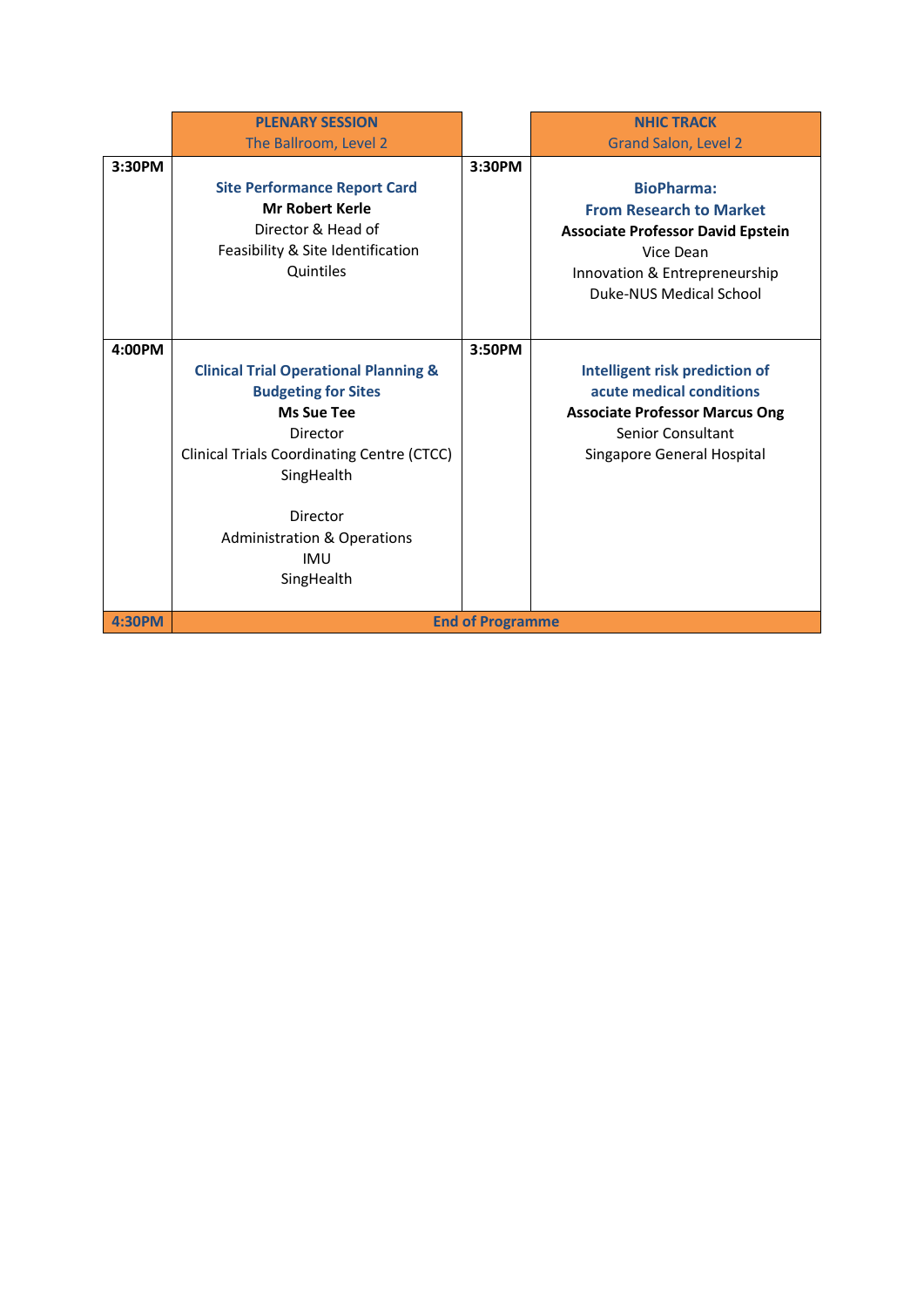| | PLENARY SESSION<br>The Ballroom, Level 2 | | NHIC TRACK<br>Grand Salon, Level 2 |
|---|---|---|---|
| 3:30PM | **Site Performance Report Card**<br>**Mr Robert Kerle**<br>Director & Head of<br>Feasibility & Site Identification<br>Quintiles | 3:30PM | **BioPharma:**<br>**From Research to Market**<br>**Associate Professor David Epstein**<br>Vice Dean<br>Innovation & Entrepreneurship<br>Duke-NUS Medical School |
| 4:00PM | **Clinical Trial Operational Planning & Budgeting for Sites**<br>**Ms Sue Tee**<br>Director<br>Clinical Trials Coordinating Centre (CTCC)<br>SingHealth<br><br>Director<br>Administration & Operations<br>IMU<br>SingHealth | 3:50PM | **Intelligent risk prediction of acute medical conditions**<br>**Associate Professor Marcus Ong**<br>Senior Consultant<br>Singapore General Hospital |
| 4:30PM | End of Programme | | |